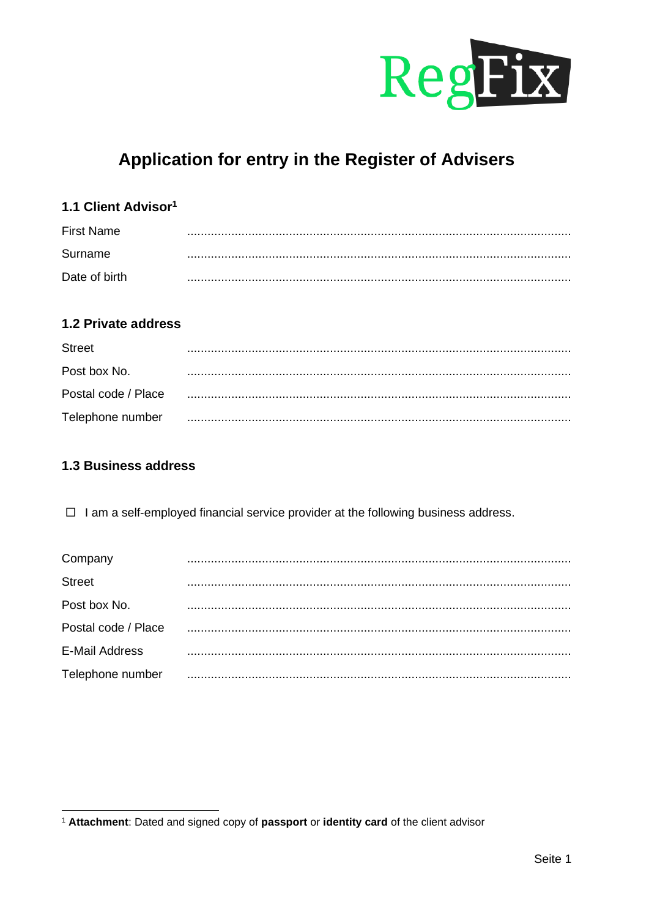RegFix

# Application for entry in the Register of Advisers

## 1.1 Client Advisor[1]

First Name ................................................................................................................

Surname ................................................................................................................

Date of birth ................................................................................................................

## 1.2 Private address

Street ................................................................................................................

Post box No. ................................................................................................................

Postal code / Place ................................................................................................................

Telephone number ................................................................................................................

## 1.3 Business address

☐ I am a self-employed financial service provider at the following business address.

Company ................................................................................................................

Street ................................................................................................................

Post box No. ................................................................................................................

Postal code / Place ................................................................................................................

E-Mail Address ................................................................................................................

Telephone number ................................................................................................................

---

[1] **Attachment**: Dated and signed copy of **passport** or **identity card** of the client advisor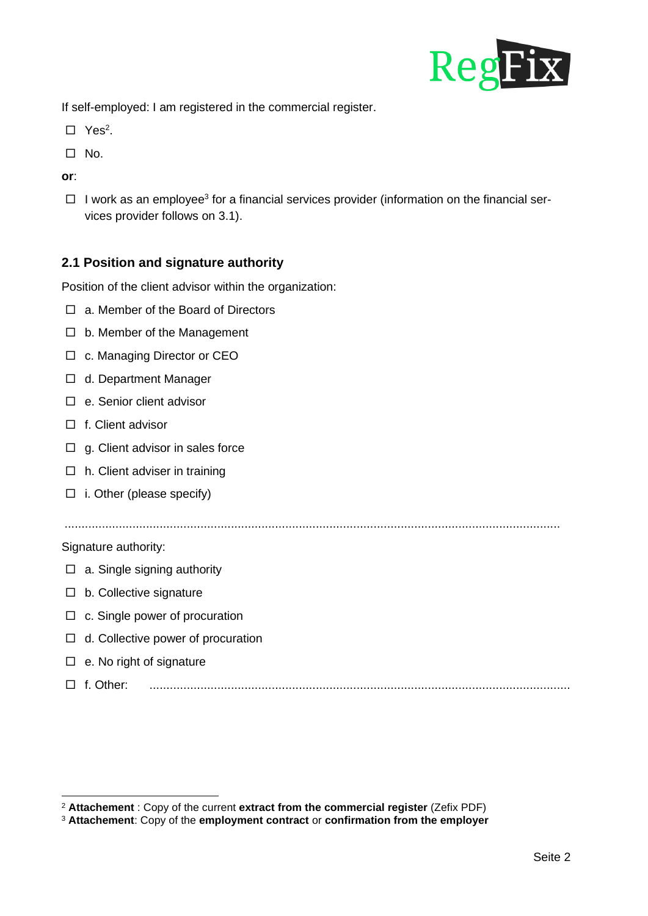If self-employed: I am registered in the commercial register.

- ☐ Yes[2].
- ☐ No.

**or**:

- ☐ I work as an employee[3] for a financial services provider (information on the financial services provider follows on 3.1).

## 2.1 Position and signature authority

Position of the client advisor within the organization:

- ☐ a. Member of the Board of Directors
- ☐ b. Member of the Management
- ☐ c. Managing Director or CEO
- ☐ d. Department Manager
- ☐ e. Senior client advisor
- ☐ f. Client advisor
- ☐ g. Client advisor in sales force
- ☐ h. Client adviser in training
- ☐ i. Other (please specify)

..........................................................................................................................................

Signature authority:

- ☐ a. Single signing authority
- ☐ b. Collective signature
- ☐ c. Single power of procuration
- ☐ d. Collective power of procuration
- ☐ e. No right of signature
- ☐ f. Other: ..........................................................................................................................

---

[2] **Attachement** : Copy of the current **extract from the commercial register** (Zefix PDF)

[3] **Attachement**: Copy of the **employment contract** or **confirmation from the employer**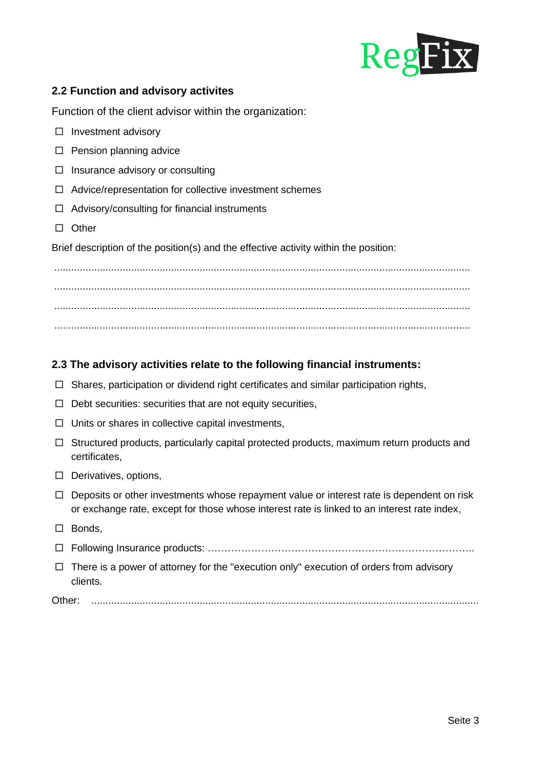## 2.2 Function and advisory activites

Function of the client advisor within the organization:

- ☐ Investment advisory
- ☐ Pension planning advice
- ☐ Insurance advisory or consulting
- ☐ Advice/representation for collective investment schemes
- ☐ Advisory/consulting for financial instruments
- ☐ Other

Brief description of the position(s) and the effective activity within the position:

..........................................................................................................................................

..........................................................................................................................................

..........................................................................................................................................

..........................................................................................................................................

## 2.3 The advisory activities relate to the following financial instruments:

- ☐ Shares, participation or dividend right certificates and similar participation rights,
- ☐ Debt securities: securities that are not equity securities,
- ☐ Units or shares in collective capital investments,
- ☐ Structured products, particularly capital protected products, maximum return products and certificates,
- ☐ Derivatives, options,
- ☐ Deposits or other investments whose repayment value or interest rate is dependent on risk or exchange rate, except for those whose interest rate is linked to an interest rate index,
- ☐ Bonds,
- ☐ Following Insurance products: ……………………………………………………………………..
- ☐ There is a power of attorney for the "execution only" execution of orders from advisory clients.

Other: ..........................................................................................................................................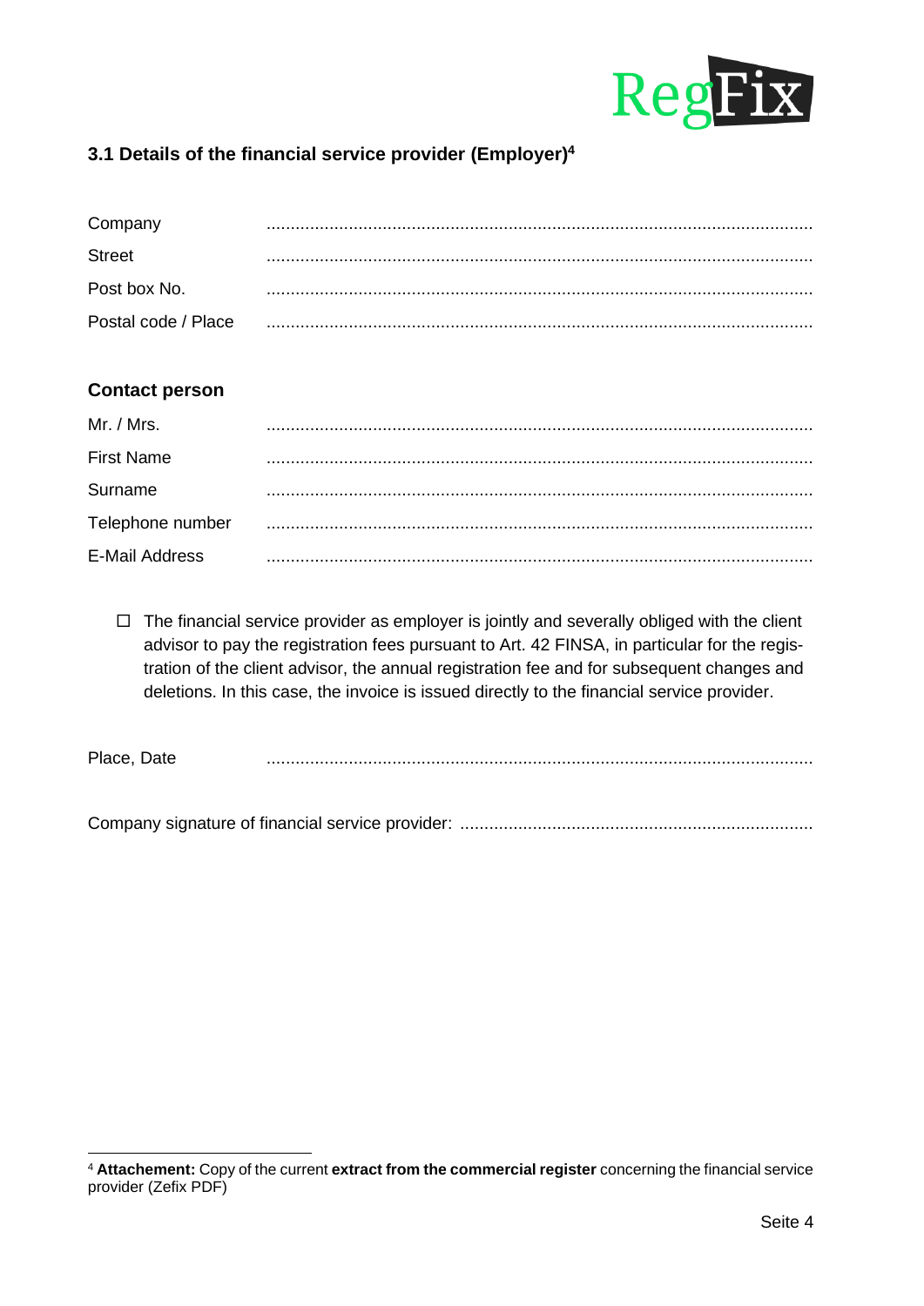### 3.1 Details of the financial service provider (Employer)[4]

| | |
|---|---|
| Company | ................................................................................................................ |
| Street | ................................................................................................................ |
| Post box No. | ................................................................................................................ |
| Postal code / Place | ................................................................................................................ |

**Contact person**

| | |
|---|---|
| Mr. / Mrs. | ................................................................................................................ |
| First Name | ................................................................................................................ |
| Surname | ................................................................................................................ |
| Telephone number | ................................................................................................................ |
| E-Mail Address | ................................................................................................................ |

☐ The financial service provider as employer is jointly and severally obliged with the client advisor to pay the registration fees pursuant to Art. 42 FINSA, in particular for the registration of the client advisor, the annual registration fee and for subsequent changes and deletions. In this case, the invoice is issued directly to the financial service provider.

Place, Date ................................................................................................................

Company signature of financial service provider: ........................................................................

---

[4] **Attachement:** Copy of the current **extract from the commercial register** concerning the financial service provider (Zefix PDF)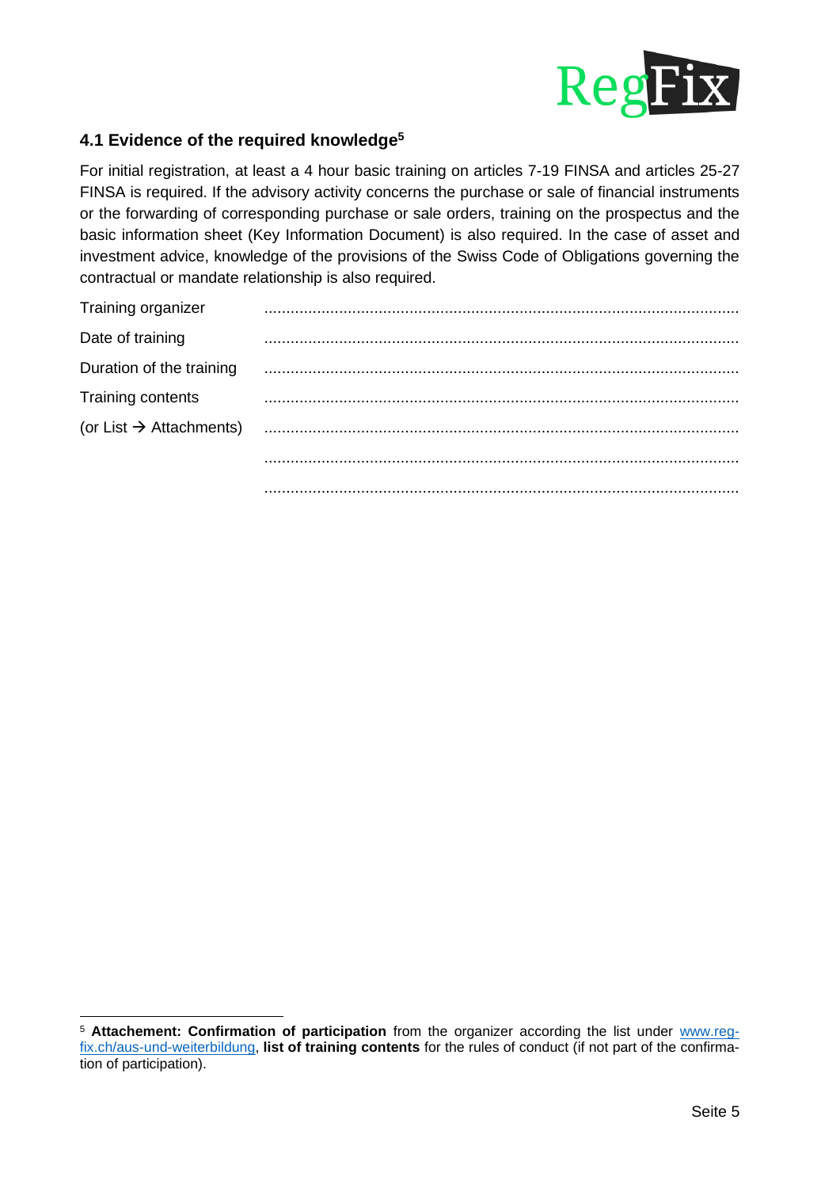### 4.1 Evidence of the required knowledge[5]

For initial registration, at least a 4 hour basic training on articles 7-19 FINSA and articles 25-27 FINSA is required. If the advisory activity concerns the purchase or sale of financial instruments or the forwarding of corresponding purchase or sale orders, training on the prospectus and the basic information sheet (Key Information Document) is also required. In the case of asset and investment advice, knowledge of the provisions of the Swiss Code of Obligations governing the contractual or mandate relationship is also required.

| | |
|---|---|
| Training organizer | ........................................................................................................... |
| Date of training | ........................................................................................................... |
| Duration of the training | ........................................................................................................... |
| Training contents | ........................................................................................................... |
| (or List → Attachments) | ........................................................................................................... |
| | ........................................................................................................... |
| | ........................................................................................................... |

[5] **Attachement: Confirmation of participation** from the organizer according the list under www.reg-fix.ch/aus-und-weiterbildung, **list of training contents** for the rules of conduct (if not part of the confirmation of participation).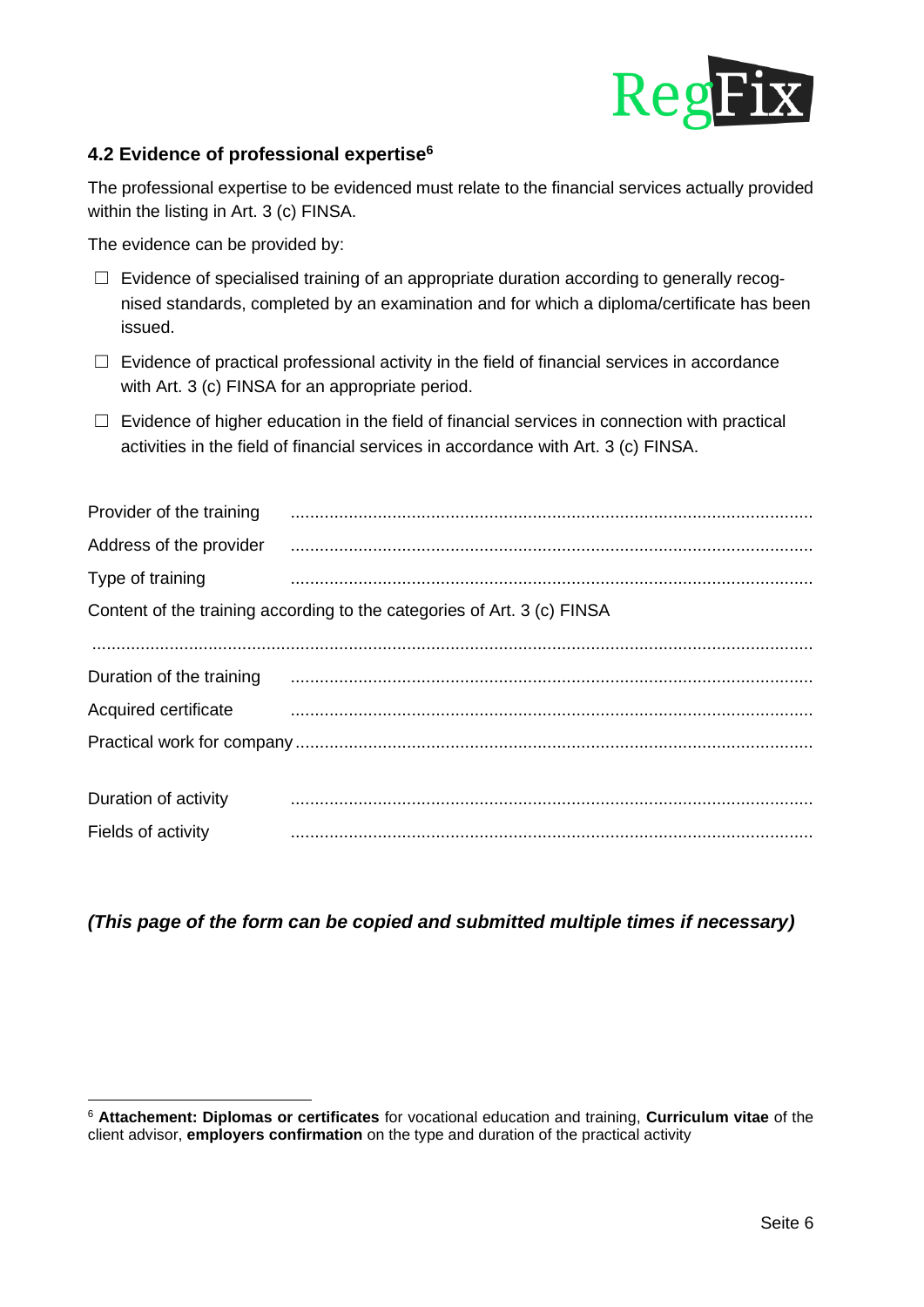### 4.2 Evidence of professional expertise[6]

The professional expertise to be evidenced must relate to the financial services actually provided within the listing in Art. 3 (c) FINSA.

The evidence can be provided by:

☐ Evidence of specialised training of an appropriate duration according to generally recognised standards, completed by an examination and for which a diploma/certificate has been issued.

☐ Evidence of practical professional activity in the field of financial services in accordance with Art. 3 (c) FINSA for an appropriate period.

☐ Evidence of higher education in the field of financial services in connection with practical activities in the field of financial services in accordance with Art. 3 (c) FINSA.

Provider of the training ..........................................................................................................

Address of the provider ..........................................................................................................

Type of training ..........................................................................................................

Content of the training according to the categories of Art. 3 (c) FINSA

..................................................................................................................................................

Duration of the training ..........................................................................................................

Acquired certificate ..........................................................................................................

Practical work for company ..........................................................................................................

Duration of activity ..........................................................................................................

Fields of activity ..........................................................................................................

***(This page of the form can be copied and submitted multiple times if necessary)***

---

[6] **Attachement: Diplomas or certificates** for vocational education and training, **Curriculum vitae** of the client advisor, **employers confirmation** on the type and duration of the practical activity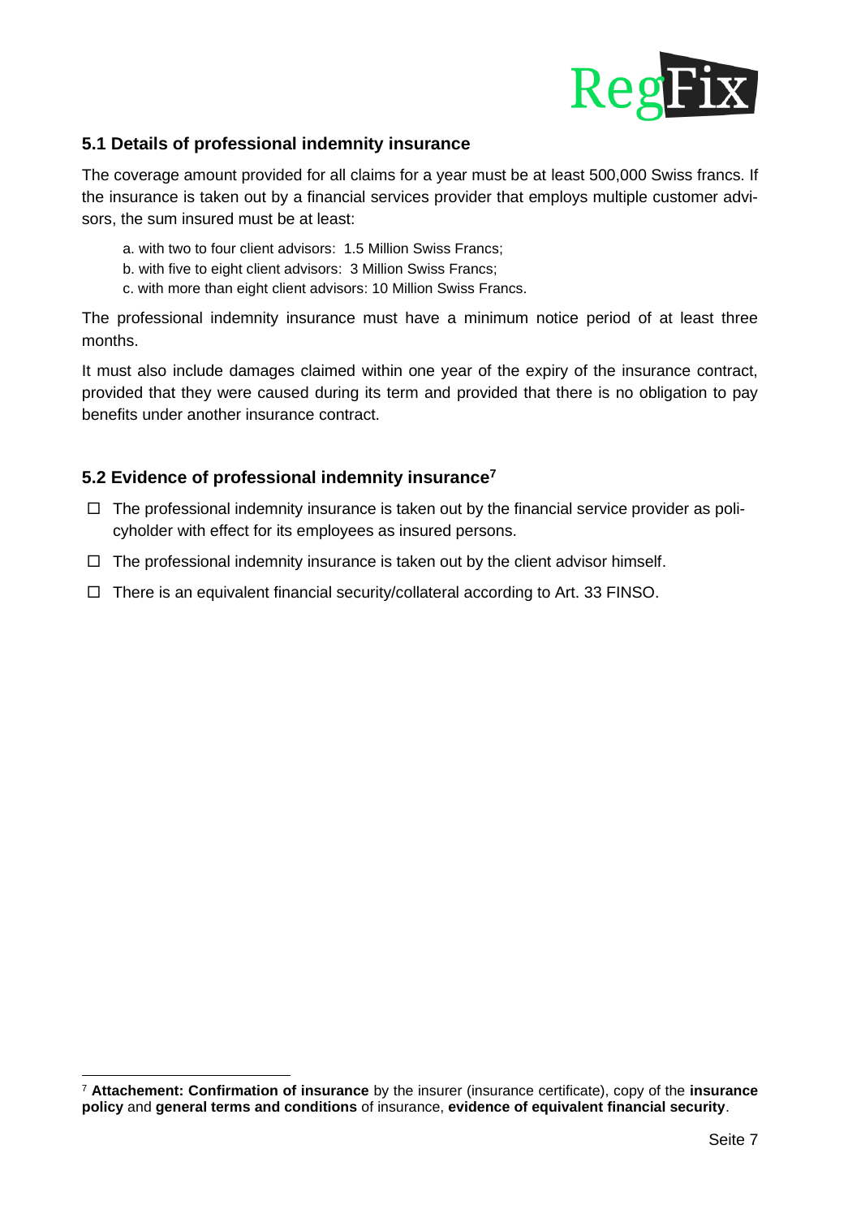### 5.1 Details of professional indemnity insurance

The coverage amount provided for all claims for a year must be at least 500,000 Swiss francs. If the insurance is taken out by a financial services provider that employs multiple customer advisors, the sum insured must be at least:

a. with two to four client advisors: 1.5 Million Swiss Francs;
b. with five to eight client advisors: 3 Million Swiss Francs;
c. with more than eight client advisors: 10 Million Swiss Francs.

The professional indemnity insurance must have a minimum notice period of at least three months.

It must also include damages claimed within one year of the expiry of the insurance contract, provided that they were caused during its term and provided that there is no obligation to pay benefits under another insurance contract.

### 5.2 Evidence of professional indemnity insurance[7]

- ☐ The professional indemnity insurance is taken out by the financial service provider as policyholder with effect for its employees as insured persons.
- ☐ The professional indemnity insurance is taken out by the client advisor himself.
- ☐ There is an equivalent financial security/collateral according to Art. 33 FINSO.

[7] **Attachement: Confirmation of insurance** by the insurer (insurance certificate), copy of the **insurance policy** and **general terms and conditions** of insurance, **evidence of equivalent financial security**.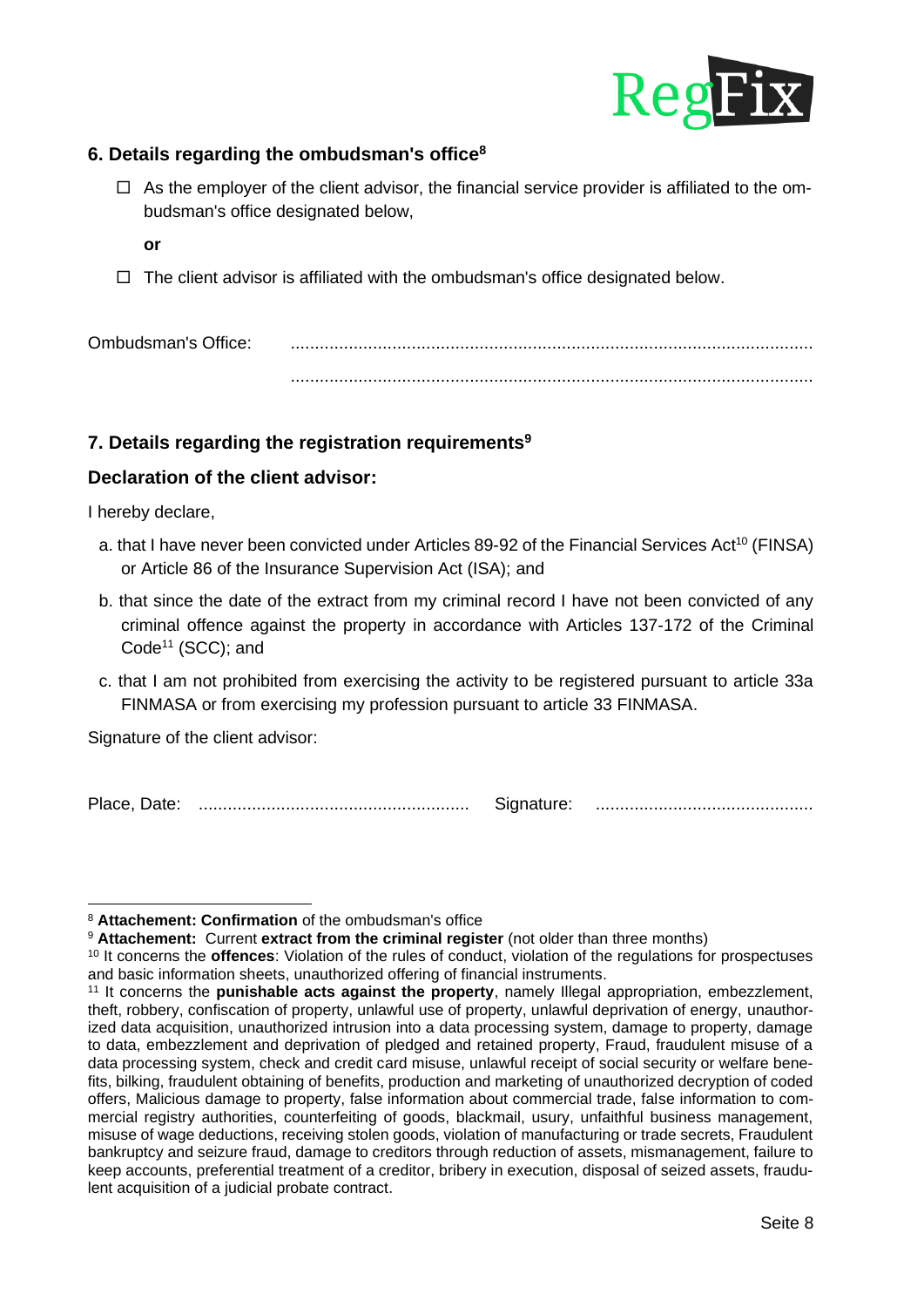## 6. Details regarding the ombudsman's office[8]

☐ As the employer of the client advisor, the financial service provider is affiliated to the ombudsman's office designated below,

**or**

☐ The client advisor is affiliated with the ombudsman's office designated below.

Ombudsman's Office: ..........................................................................................................

..........................................................................................................

## 7. Details regarding the registration requirements[9]

### Declaration of the client advisor:

I hereby declare,

a. that I have never been convicted under Articles 89-92 of the Financial Services Act[10] (FINSA) or Article 86 of the Insurance Supervision Act (ISA); and

b. that since the date of the extract from my criminal record I have not been convicted of any criminal offence against the property in accordance with Articles 137-172 of the Criminal Code[11] (SCC); and

c. that I am not prohibited from exercising the activity to be registered pursuant to article 33a FINMASA or from exercising my profession pursuant to article 33 FINMASA.

Signature of the client advisor:

Place, Date: ........................................................ Signature: .............................................

---

[8] **Attachement: Confirmation** of the ombudsman's office

[9] **Attachement:** Current **extract from the criminal register** (not older than three months)

[10] It concerns the **offences**: Violation of the rules of conduct, violation of the regulations for prospectuses and basic information sheets, unauthorized offering of financial instruments.

[11] It concerns the **punishable acts against the property**, namely Illegal appropriation, embezzlement, theft, robbery, confiscation of property, unlawful use of property, unlawful deprivation of energy, unauthorized data acquisition, unauthorized intrusion into a data processing system, damage to property, damage to data, embezzlement and deprivation of pledged and retained property, Fraud, fraudulent misuse of a data processing system, check and credit card misuse, unlawful receipt of social security or welfare benefits, bilking, fraudulent obtaining of benefits, production and marketing of unauthorized decryption of coded offers, Malicious damage to property, false information about commercial trade, false information to commercial registry authorities, counterfeiting of goods, blackmail, usury, unfaithful business management, misuse of wage deductions, receiving stolen goods, violation of manufacturing or trade secrets, Fraudulent bankruptcy and seizure fraud, damage to creditors through reduction of assets, mismanagement, failure to keep accounts, preferential treatment of a creditor, bribery in execution, disposal of seized assets, fraudulent acquisition of a judicial probate contract.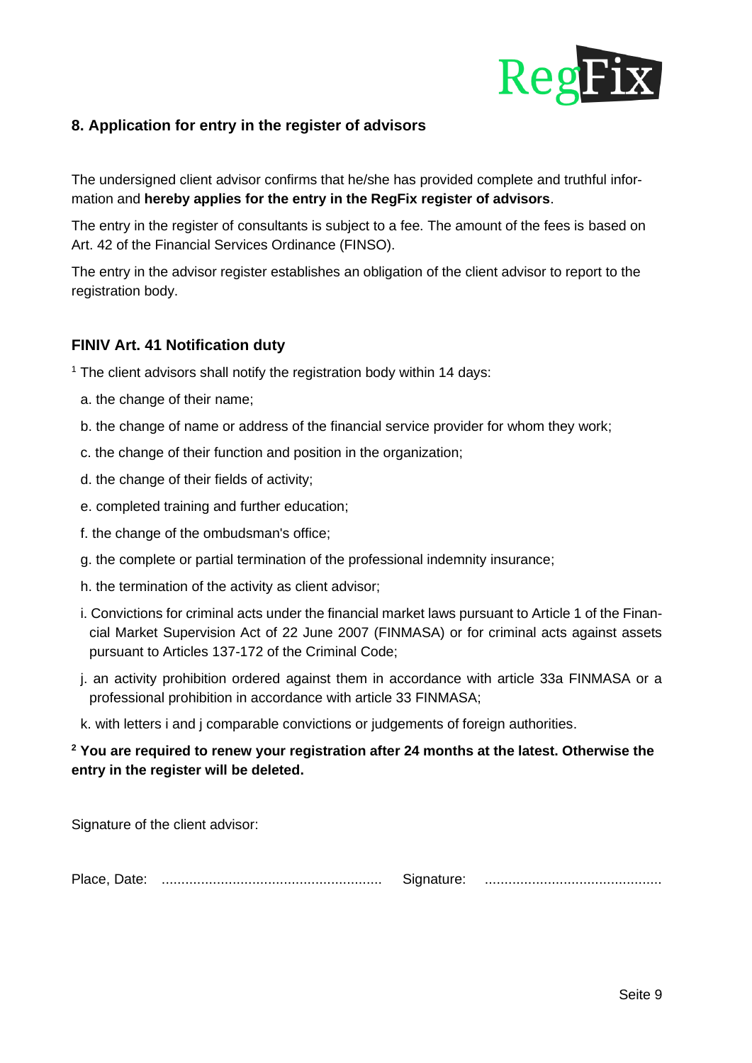## 8. Application for entry in the register of advisors

The undersigned client advisor confirms that he/she has provided complete and truthful information and **hereby applies for the entry in the RegFix register of advisors**.

The entry in the register of consultants is subject to a fee. The amount of the fees is based on Art. 42 of the Financial Services Ordinance (FINSO).

The entry in the advisor register establishes an obligation of the client advisor to report to the registration body.

### FINIV Art. 41 Notification duty

[1] The client advisors shall notify the registration body within 14 days:

a. the change of their name;

b. the change of name or address of the financial service provider for whom they work;

c. the change of their function and position in the organization;

d. the change of their fields of activity;

e. completed training and further education;

f. the change of the ombudsman's office;

g. the complete or partial termination of the professional indemnity insurance;

h. the termination of the activity as client advisor;

i. Convictions for criminal acts under the financial market laws pursuant to Article 1 of the Financial Market Supervision Act of 22 June 2007 (FINMASA) or for criminal acts against assets pursuant to Articles 137-172 of the Criminal Code;

j. an activity prohibition ordered against them in accordance with article 33a FINMASA or a professional prohibition in accordance with article 33 FINMASA;

k. with letters i and j comparable convictions or judgements of foreign authorities.

**[2] You are required to renew your registration after 24 months at the latest. Otherwise the entry in the register will be deleted.**

Signature of the client advisor:

Place, Date: ........................................................ Signature: .............................................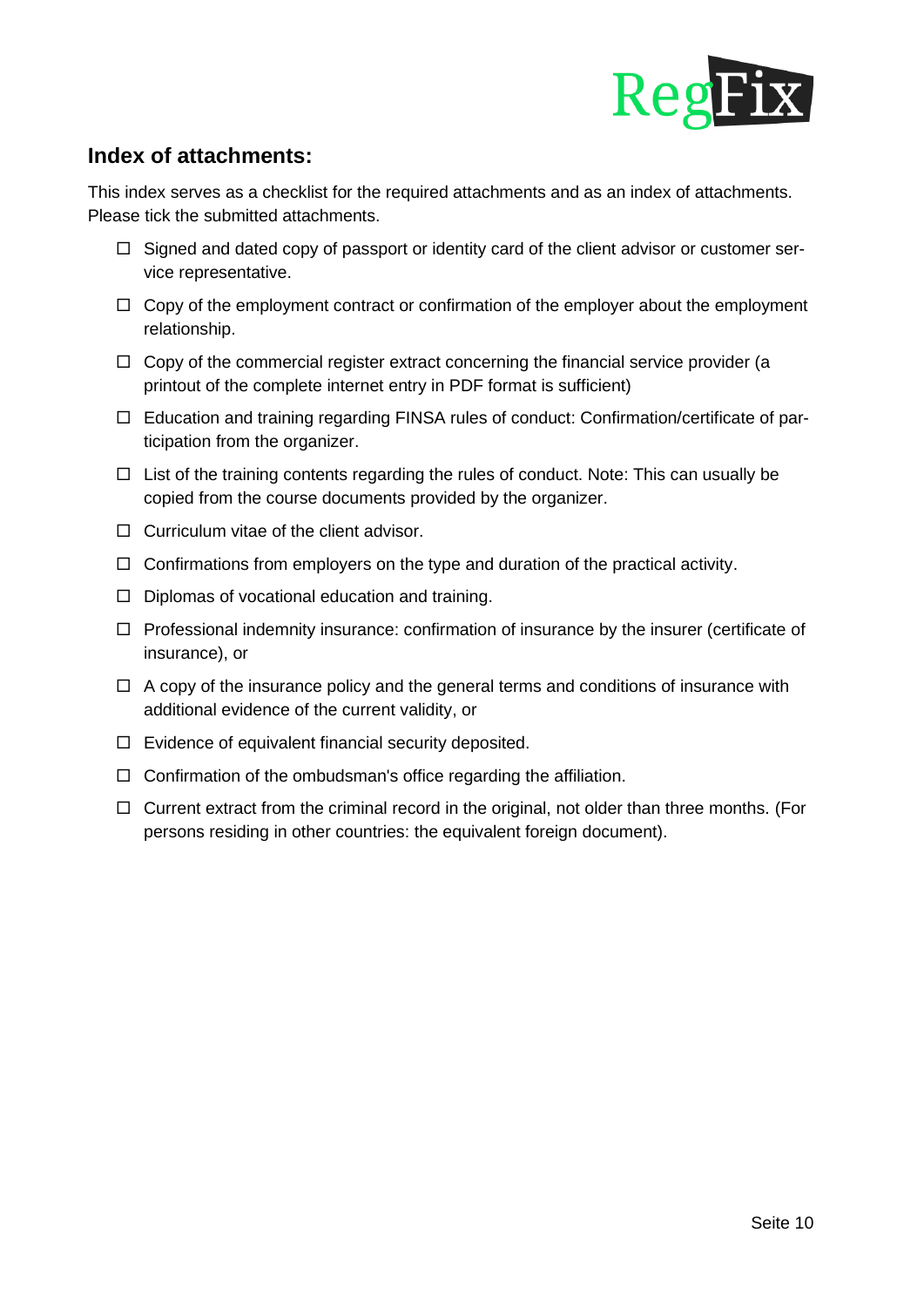## Index of attachments:

This index serves as a checklist for the required attachments and as an index of attachments. Please tick the submitted attachments.

- ☐ Signed and dated copy of passport or identity card of the client advisor or customer service representative.
- ☐ Copy of the employment contract or confirmation of the employer about the employment relationship.
- ☐ Copy of the commercial register extract concerning the financial service provider (a printout of the complete internet entry in PDF format is sufficient)
- ☐ Education and training regarding FINSA rules of conduct: Confirmation/certificate of participation from the organizer.
- ☐ List of the training contents regarding the rules of conduct. Note: This can usually be copied from the course documents provided by the organizer.
- ☐ Curriculum vitae of the client advisor.
- ☐ Confirmations from employers on the type and duration of the practical activity.
- ☐ Diplomas of vocational education and training.
- ☐ Professional indemnity insurance: confirmation of insurance by the insurer (certificate of insurance), or
- ☐ A copy of the insurance policy and the general terms and conditions of insurance with additional evidence of the current validity, or
- ☐ Evidence of equivalent financial security deposited.
- ☐ Confirmation of the ombudsman's office regarding the affiliation.
- ☐ Current extract from the criminal record in the original, not older than three months. (For persons residing in other countries: the equivalent foreign document).